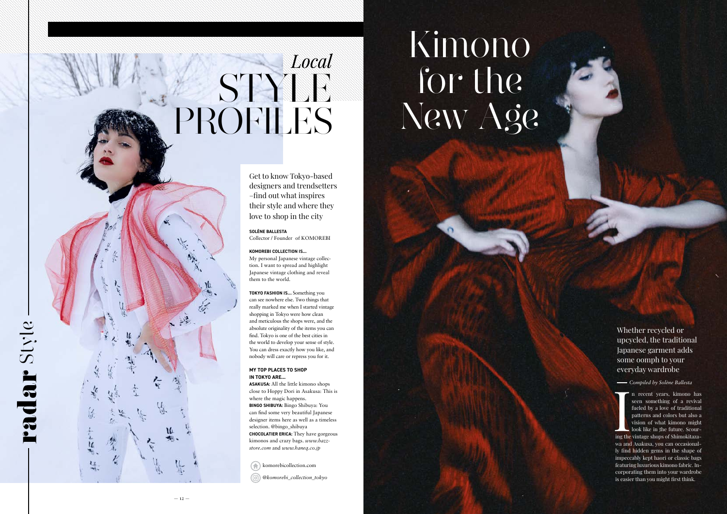# *Local* STYLE PROFILES

Get to know Tokyo-based designers and trendsetters –find out what inspires their style and where they love to shop in the city

**SOLÈNE BALLESTA**
Collector / Founder of KOMOREBI

**KOMOREBI COLLECTION IS...**
My personal Japanese vintage collection. I want to spread and highlight Japanese vintage clothing and reveal them to the world.

**TOKYO FASHION IS...** Something you can see nowhere else. Two things that really marked me when I started vintage shopping in Tokyo were how clean and meticulous the shops were, and the absolute originality of the items you can find. Tokyo is one of the best cities in the world to develop your sense of style. You can dress exactly how you like, and nobody will care or repress you for it.

**MY TOP PLACES TO SHOP IN TOKYO ARE...**
**ASAKUSA:** All the little kimono shops close to Hoppy Dori in Asakusa: This is where the magic happens.
**BINGO SHIBUYA:** Bingo Shibuya: You can find some very beautiful Japanese designer items here as well as a timeless selection. @bingo_shibuya
**CHOCOLATIER ERICA:** They have gorgeous kimonos and crazy bags. *www.bazz-store.com* and *www.haneq.co.jp*

komorebicollection.com

*@komorebi_collection_tokyo*

# Kimono for the New Age

Whether recycled or upcycled, the traditional Japanese garment adds some oomph to your everyday wardrobe

— *Compiled by Solène Ballesta*

In recent years, kimono has seen something of a revival fueled by a love of traditional patterns and colors but also a vision of what kimono might look like in the future. Scouring the vintage shops of Shimokitazawa and Asakusa, you can occasionally find hidden gems in the shape of impeccably kept haori or classic bags featuring luxurious kimono fabric. Incorporating them into your wardrobe is easier than you might first think.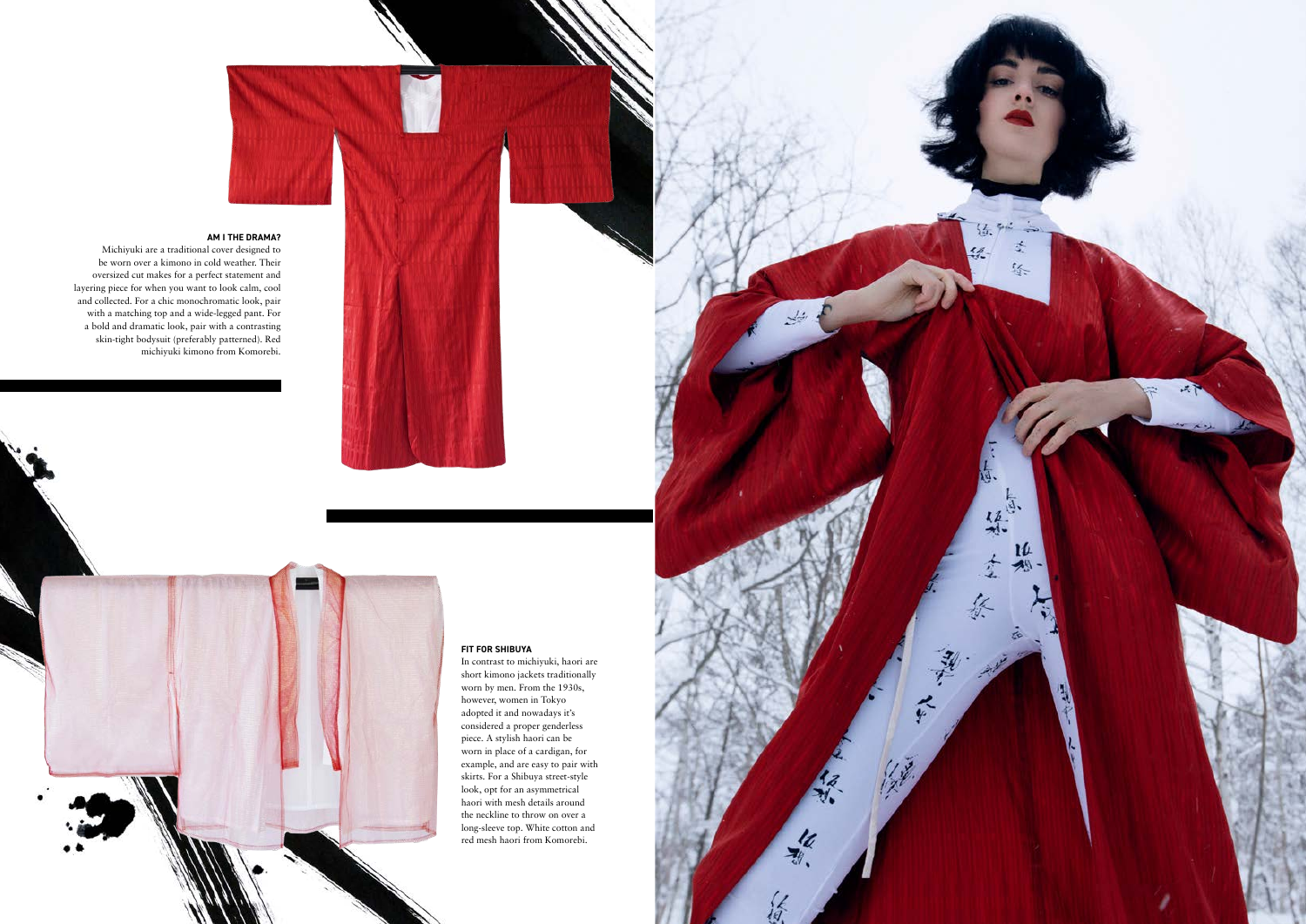### AM I THE DRAMA?

Michiyuki are a traditional cover designed to be worn over a kimono in cold weather. Their oversized cut makes for a perfect statement and layering piece for when you want to look calm, cool and collected. For a chic monochromatic look, pair with a matching top and a wide-legged pant. For a bold and dramatic look, pair with a contrasting skin-tight bodysuit (preferably patterned). Red michiyuki kimono from Komorebi.

### FIT FOR SHIBUYA

In contrast to michiyuki, haori are short kimono jackets traditionally worn by men. From the 1930s, however, women in Tokyo adopted it and nowadays it's considered a proper genderless piece. A stylish haori can be worn in place of a cardigan, for example, and are easy to pair with skirts. For a Shibuya street-style look, opt for an asymmetrical haori with mesh details around the neckline to throw on over a long-sleeve top. White cotton and red mesh haori from Komorebi.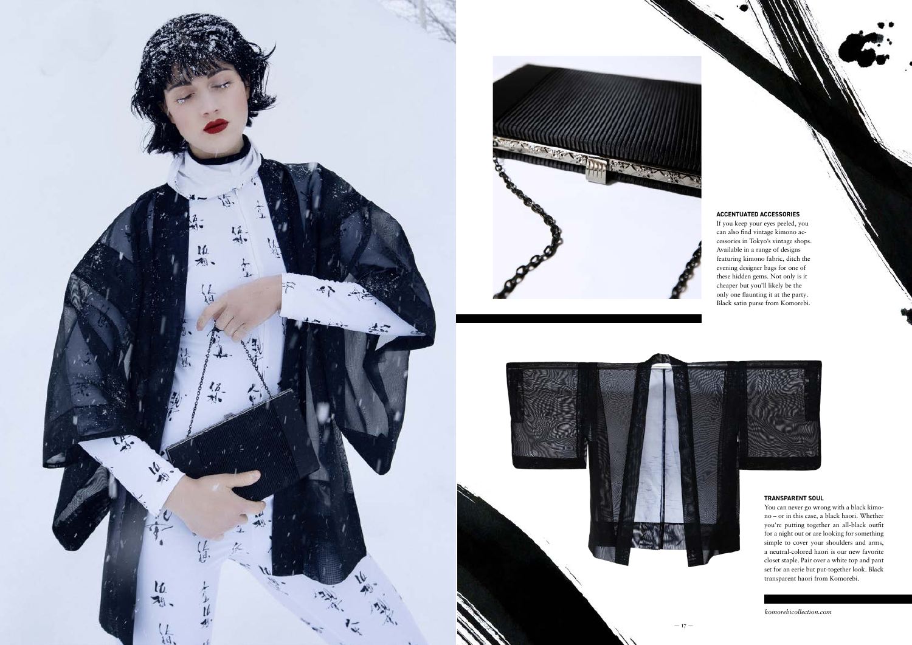### ACCENTUATED ACCESSORIES

If you keep your eyes peeled, you can also find vintage kimono accessories in Tokyo's vintage shops. Available in a range of designs featuring kimono fabric, ditch the evening designer bags for one of these hidden gems. Not only is it cheaper but you'll likely be the only one flaunting it at the party. Black satin purse from Komorebi.

### TRANSPARENT SOUL

You can never go wrong with a black kimono – or in this case, a black haori. Whether you're putting together an all-black outfit for a night out or are looking for something simple to cover your shoulders and arms, a neutral-colored haori is our new favorite closet staple. Pair over a white top and pant set for an eerie but put-together look. Black transparent haori from Komorebi.

*komorebicollection.com*